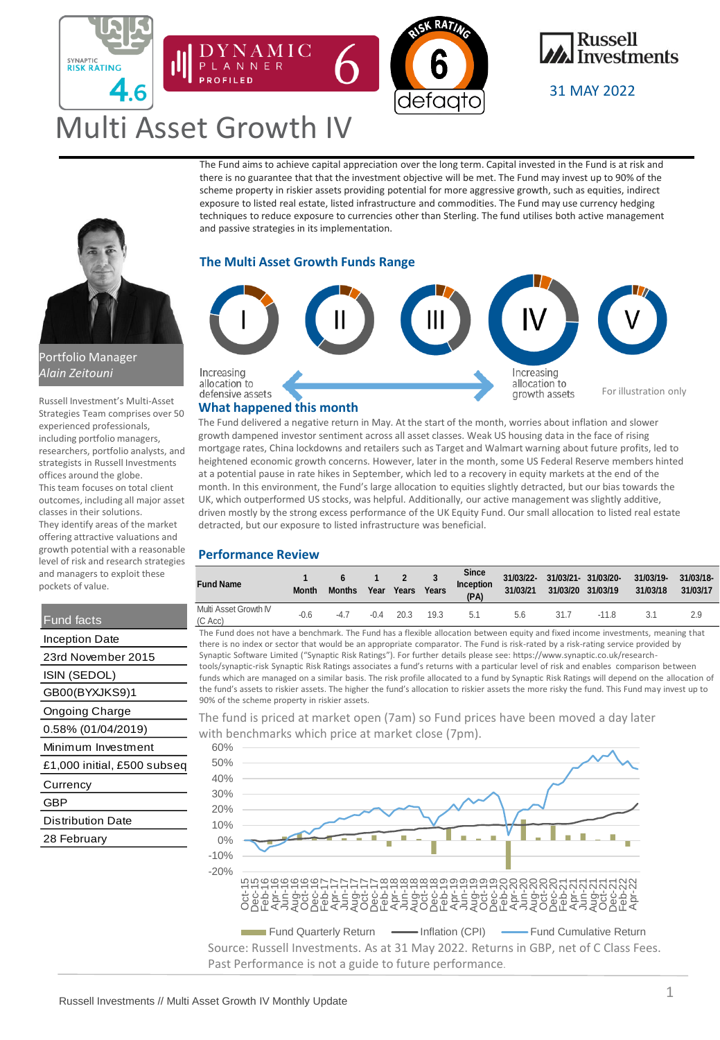SYNAPTIC RISK RATING 4.6

DYNAMIC PLANNER PROFILED 6

RISK RATING 6 defaqto

Russell Investments

31 MAY 2022

# Multi Asset Growth IV

The Fund aims to achieve capital appreciation over the long term. Capital invested in the Fund is at risk and there is no guarantee that that the investment objective will be met. The Fund may invest up to 90% of the scheme property in riskier assets providing potential for more aggressive growth, such as equities, indirect exposure to listed real estate, listed infrastructure and commodities. The Fund may use currency hedging techniques to reduce exposure to currencies other than Sterling. The fund utilises both active management and passive strategies in its implementation.

Portfolio Manager
*Alain Zeitouni*

Russell Investment's Multi-Asset Strategies Team comprises over 50 experienced professionals, including portfolio managers, researchers, portfolio analysts, and strategists in Russell Investments offices around the globe.
This team focuses on total client outcomes, including all major asset classes in their solutions.
They identify areas of the market offering attractive valuations and growth potential with a reasonable level of risk and research strategies and managers to exploit these pockets of value.

## Fund facts

| Fund facts |
|---|
| Inception Date |
| 23rd November 2015 |
| ISIN (SEDOL) |
| GB00(BYXJKS9)1 |
| Ongoing Charge |
| 0.58% (01/04/2019) |
| Minimum Investment |
| £1,000 initial, £500 subseq |
| Currency |
| GBP |
| Distribution Date |
| 28 February |

## The Multi Asset Growth Funds Range

I  II  III  IV  V

Increasing allocation to defensive assets ⟷ Increasing allocation to growth assets

For illustration only

## What happened this month

The Fund delivered a negative return in May. At the start of the month, worries about inflation and slower growth dampened investor sentiment across all asset classes. Weak US housing data in the face of rising mortgage rates, China lockdowns and retailers such as Target and Walmart warning about future profits, led to heightened economic growth concerns. However, later in the month, some US Federal Reserve members hinted at a potential pause in rate hikes in September, which led to a recovery in equity markets at the end of the month. In this environment, the Fund's large allocation to equities slightly detracted, but our bias towards the UK, which outperformed US stocks, was helpful. Additionally, our active management was slightly additive, driven mostly by the strong excess performance of the UK Equity Fund. Our small allocation to listed real estate detracted, but our exposure to listed infrastructure was beneficial.

## Performance Review

| Fund Name | 1 Month | 6 Months | 1 Year | 2 Years | 3 Years | Since Inception (PA) | 31/03/22-31/03/21 | 31/03/21-31/03/20 | 31/03/20-31/03/19 | 31/03/19-31/03/18 | 31/03/18-31/03/17 |
|---|---|---|---|---|---|---|---|---|---|---|---|
| Multi Asset Growth IV (C Acc) | -0.6 | -4.7 | -0.4 | 20.3 | 19.3 | 5.1 | 5.6 | 31.7 | -11.8 | 3.1 | 2.9 |

The Fund does not have a benchmark. The Fund has a flexible allocation between equity and fixed income investments, meaning that there is no index or sector that would be an appropriate comparator. The Fund is risk-rated by a risk-rating service provided by Synaptic Software Limited ("Synaptic Risk Ratings"). For further details please see: https://www.synaptic.co.uk/research-tools/synaptic-risk Synaptic Risk Ratings associates a fund's returns with a particular level of risk and enables comparison between funds which are managed on a similar basis. The risk profile allocated to a fund by Synaptic Risk Ratings will depend on the allocation of the fund's assets to riskier assets. The higher the fund's allocation to riskier assets the more risky the fund. This Fund may invest up to 90% of the scheme property in riskier assets.

The fund is priced at market open (7am) so Fund prices have been moved a day later with benchmarks which price at market close (7pm).

Fund Quarterly Return — Inflation (CPI) — Fund Cumulative Return

Source: Russell Investments. As at 31 May 2022. Returns in GBP, net of C Class Fees.
Past Performance is not a guide to future performance.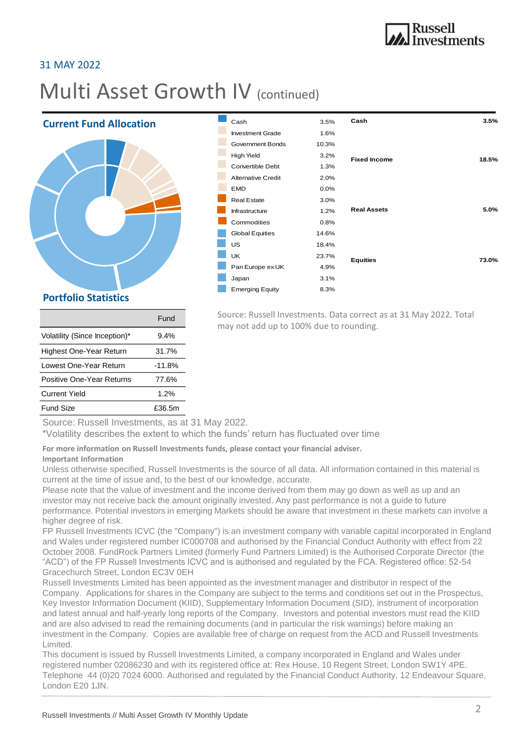31 MAY 2022

# Multi Asset Growth IV (continued)

## Current Fund Allocation

| | | | |
|---|---|---|---|
| Cash | 3.5% | **Cash** | **3.5%** |
| Investment Grade | 1.6% | | |
| Government Bonds | 10.3% | | |
| High Yield | 3.2% | **Fixed Income** | **18.5%** |
| Convertible Debt | 1.3% | | |
| Alternative Credit | 2.0% | | |
| EMD | 0.0% | | |
| Real Estate | 3.0% | | |
| Infrastructure | 1.2% | **Real Assets** | **5.0%** |
| Commodities | 0.8% | | |
| Global Equities | 14.6% | | |
| US | 18.4% | | |
| UK | 23.7% | **Equities** | **73.0%** |
| Pan Europe ex UK | 4.9% | | |
| Japan | 3.1% | | |
| Emerging Equity | 8.3% | | |

Source: Russell Investments. Data correct as at 31 May 2022. Total may not add up to 100% due to rounding.

## Portfolio Statistics

| | Fund |
|---|---|
| Volatility (Since Inception)* | 9.4% |
| Highest One-Year Return | 31.7% |
| Lowest One-Year Return | -11.8% |
| Positive One-Year Returns | 77.6% |
| Current Yield | 1.2% |
| Fund Size | £36.5m |

Source: Russell Investments, as at 31 May 2022.

*Volatility describes the extent to which the funds' return has fluctuated over time

**For more information on Russell Investments funds, please contact your financial adviser.**

**Important Information**

Unless otherwise specified, Russell Investments is the source of all data. All information contained in this material is current at the time of issue and, to the best of our knowledge, accurate.

Please note that the value of investment and the income derived from them may go down as well as up and an investor may not receive back the amount originally invested. Any past performance is not a guide to future performance. Potential investors in emerging Markets should be aware that investment in these markets can involve a higher degree of risk.

FP Russell Investments ICVC (the "Company") is an investment company with variable capital incorporated in England and Wales under registered number IC000708 and authorised by the Financial Conduct Authority with effect from 22 October 2008. FundRock Partners Limited (formerly Fund Partners Limited) is the Authorised Corporate Director (the "ACD") of the FP Russell Investments ICVC and is authorised and regulated by the FCA. Registered office: 52-54 Gracechurch Street, London EC3V 0EH

Russell Investments Limited has been appointed as the investment manager and distributor in respect of the Company. Applications for shares in the Company are subject to the terms and conditions set out in the Prospectus, Key Investor Information Document (KIID), Supplementary Information Document (SID), instrument of incorporation and latest annual and half-yearly long reports of the Company. Investors and potential investors must read the KIID and are also advised to read the remaining documents (and in particular the risk warnings) before making an investment in the Company. Copies are available free of charge on request from the ACD and Russell Investments Limited.

This document is issued by Russell Investments Limited, a company incorporated in England and Wales under registered number 02086230 and with its registered office at: Rex House, 10 Regent Street, London SW1Y 4PE. Telephone 44 (0)20 7024 6000. Authorised and regulated by the Financial Conduct Authority, 12 Endeavour Square, London E20 1JN.